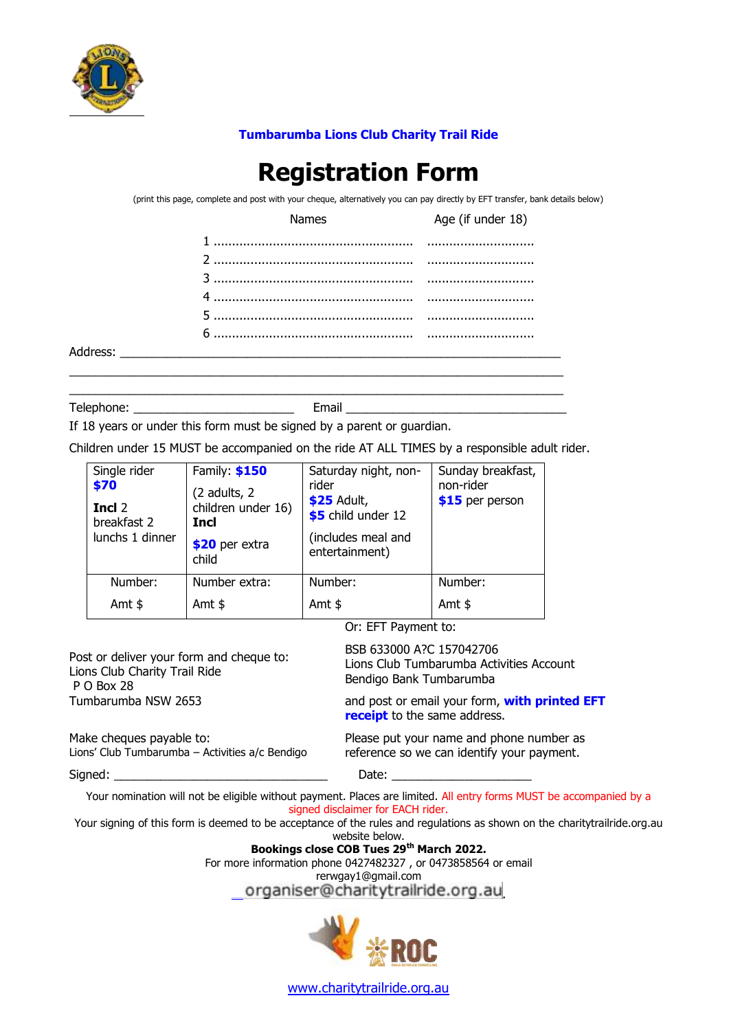**Tumbarumba Lions Club Charity Trail Ride**

# Registration Form

(print this page, complete and post with your cheque, alternatively you can pay directly by EFT transfer, bank details below)

| | Names | Age (if under 18) |
|---|---|---|
| 1 | ...................................................... | ............................. |
| 2 | ...................................................... | ............................. |
| 3 | ...................................................... | ............................. |
| 4 | ...................................................... | ............................. |
| 5 | ...................................................... | ............................. |
| 6 | ...................................................... | ............................. |

Address: ___________________________________________________________________

___________________________________________________________________________

___________________________________________________________________________

Telephone: ________________________ Email ________________________________

If 18 years or under this form must be signed by a parent or guardian.

Children under 15 MUST be accompanied on the ride AT ALL TIMES by a responsible adult rider.

| Single rider **$70** **Incl** 2 breakfast 2 lunchs 1 dinner | Family: **$150** (2 adults, 2 children under 16) **Incl** **$20** per extra child | Saturday night, non-rider **$25** Adult, **$5** child under 12 (includes meal and entertainment) | Sunday breakfast, non-rider **$15** per person |
|---|---|---|---|
| Number: Amt $ | Number extra: Amt $ | Number: Amt $ | Number: Amt $ |

Post or deliver your form and cheque to:
Lions Club Charity Trail Ride
P O Box 28
Tumbarumba NSW 2653

Make cheques payable to:
Lions' Club Tumbarumba – Activities a/c Bendigo

Or: EFT Payment to:

BSB 633000 A?C 157042706
Lions Club Tumbarumba Activities Account
Bendigo Bank Tumbarumba

and post or email your form, **with printed EFT receipt** to the same address.

Please put your name and phone number as reference so we can identify your payment.

Signed: ________________________________ Date: _____________________

Your nomination will not be eligible without payment. Places are limited. All entry forms MUST be accompanied by a signed disclaimer for EACH rider.

Your signing of this form is deemed to be acceptance of the rules and regulations as shown on the charitytrailride.org.au website below.

**Bookings close COB Tues 29th March 2022.**

For more information phone 0427482327 , or 0473858564 or email rerwgay1@gmail.com

organiser@charitytrailride.org.au

www.charitytrailride.org.au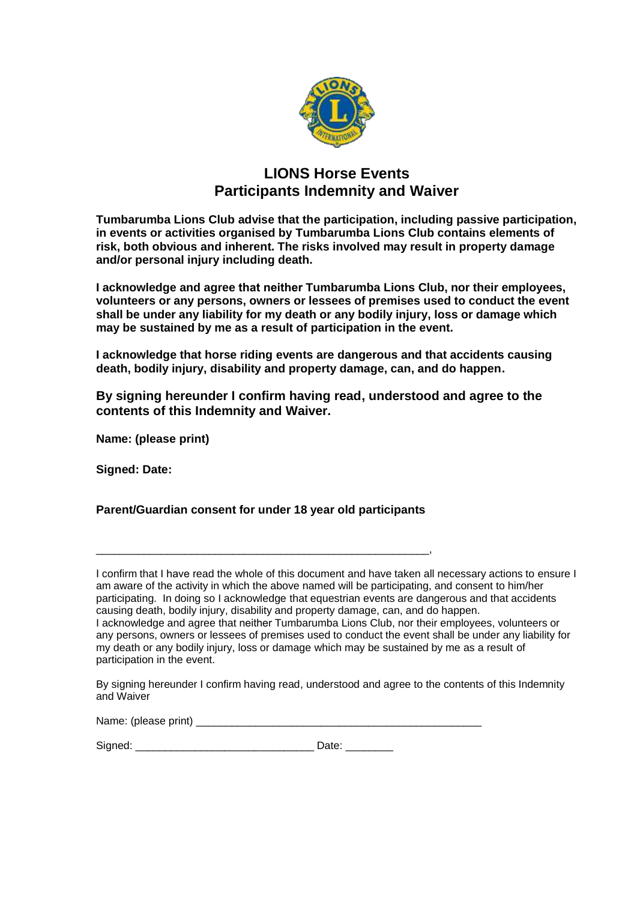# LIONS Horse Events
# Participants Indemnity and Waiver

**Tumbarumba Lions Club advise that the participation, including passive participation, in events or activities organised by Tumbarumba Lions Club contains elements of risk, both obvious and inherent. The risks involved may result in property damage and/or personal injury including death.**

**I acknowledge and agree that neither Tumbarumba Lions Club, nor their employees, volunteers or any persons, owners or lessees of premises used to conduct the event shall be under any liability for my death or any bodily injury, loss or damage which may be sustained by me as a result of participation in the event.**

**I acknowledge that horse riding events are dangerous and that accidents causing death, bodily injury, disability and property damage, can, and do happen.**

**By signing hereunder I confirm having read, understood and agree to the contents of this Indemnity and Waiver.**

**Name: (please print)**

**Signed: Date:**

**Parent/Guardian consent for under 18 year old participants**

_______________________________________________________,

I confirm that I have read the whole of this document and have taken all necessary actions to ensure I am aware of the activity in which the above named will be participating, and consent to him/her participating. In doing so I acknowledge that equestrian events are dangerous and that accidents causing death, bodily injury, disability and property damage, can, and do happen.
I acknowledge and agree that neither Tumbarumba Lions Club, nor their employees, volunteers or any persons, owners or lessees of premises used to conduct the event shall be under any liability for my death or any bodily injury, loss or damage which may be sustained by me as a result of participation in the event.

By signing hereunder I confirm having read, understood and agree to the contents of this Indemnity and Waiver

Name: (please print) _________________________________________________

Signed: ______________________________ Date: ________